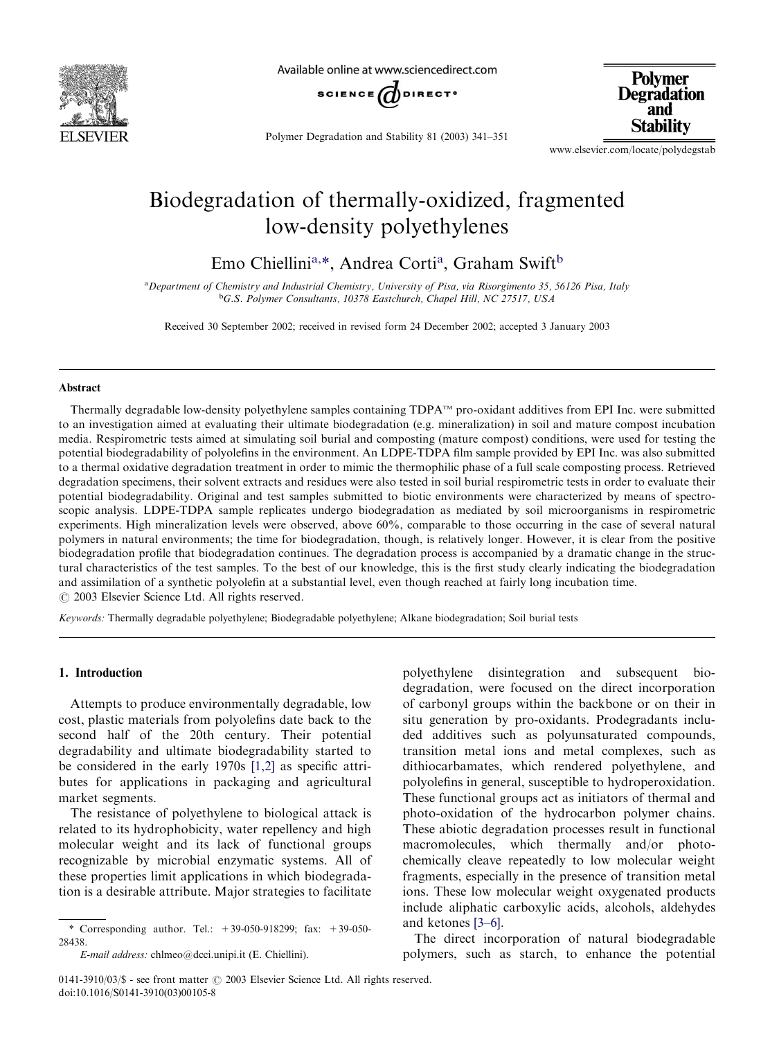# Biodegradation of thermally-oxidized, fragmented low-density polyethylenes

Emo Chiellini[a,*], Andrea Corti[a], Graham Swift[b]

[a]Department of Chemistry and Industrial Chemistry, University of Pisa, via Risorgimento 35, 56126 Pisa, Italy
[b]G.S. Polymer Consultants, 10378 Eastchurch, Chapel Hill, NC 27517, USA

Received 30 September 2002; received in revised form 24 December 2002; accepted 3 January 2003

## Abstract

Thermally degradable low-density polyethylene samples containing TDPA™ pro-oxidant additives from EPI Inc. were submitted to an investigation aimed at evaluating their ultimate biodegradation (e.g. mineralization) in soil and mature compost incubation media. Respirometric tests aimed at simulating soil burial and composting (mature compost) conditions, were used for testing the potential biodegradability of polyolefins in the environment. An LDPE-TDPA film sample provided by EPI Inc. was also submitted to a thermal oxidative degradation treatment in order to mimic the thermophilic phase of a full scale composting process. Retrieved degradation specimens, their solvent extracts and residues were also tested in soil burial respirometric tests in order to evaluate their potential biodegradability. Original and test samples submitted to biotic environments were characterized by means of spectroscopic analysis. LDPE-TDPA sample replicates undergo biodegradation as mediated by soil microorganisms in respirometric experiments. High mineralization levels were observed, above 60%, comparable to those occurring in the case of several natural polymers in natural environments; the time for biodegradation, though, is relatively longer. However, it is clear from the positive biodegradation profile that biodegradation continues. The degradation process is accompanied by a dramatic change in the structural characteristics of the test samples. To the best of our knowledge, this is the first study clearly indicating the biodegradation and assimilation of a synthetic polyolefin at a substantial level, even though reached at fairly long incubation time.
© 2003 Elsevier Science Ltd. All rights reserved.

*Keywords:* Thermally degradable polyethylene; Biodegradable polyethylene; Alkane biodegradation; Soil burial tests

## 1. Introduction

Attempts to produce environmentally degradable, low cost, plastic materials from polyolefins date back to the second half of the 20th century. Their potential degradability and ultimate biodegradability started to be considered in the early 1970s [1,2] as specific attributes for applications in packaging and agricultural market segments.

The resistance of polyethylene to biological attack is related to its hydrophobicity, water repellency and high molecular weight and its lack of functional groups recognizable by microbial enzymatic systems. All of these properties limit applications in which biodegradation is a desirable attribute. Major strategies to facilitate polyethylene disintegration and subsequent biodegradation, were focused on the direct incorporation of carbonyl groups within the backbone or on their in situ generation by pro-oxidants. Prodegradants included additives such as polyunsaturated compounds, transition metal ions and metal complexes, such as dithiocarbamates, which rendered polyethylene, and polyolefins in general, susceptible to hydroperoxidation. These functional groups act as initiators of thermal and photo-oxidation of the hydrocarbon polymer chains. These abiotic degradation processes result in functional macromolecules, which thermally and/or photochemically cleave repeatedly to low molecular weight fragments, especially in the presence of transition metal ions. These low molecular weight oxygenated products include aliphatic carboxylic acids, alcohols, aldehydes and ketones [3–6].

The direct incorporation of natural biodegradable polymers, such as starch, to enhance the potential

\* Corresponding author. Tel.: +39-050-918299; fax: +39-050-28438.
*E-mail address:* chlmeo@dcci.unipi.it (E. Chiellini).

0141-3910/03/$ - see front matter © 2003 Elsevier Science Ltd. All rights reserved.
doi:10.1016/S0141-3910(03)00105-8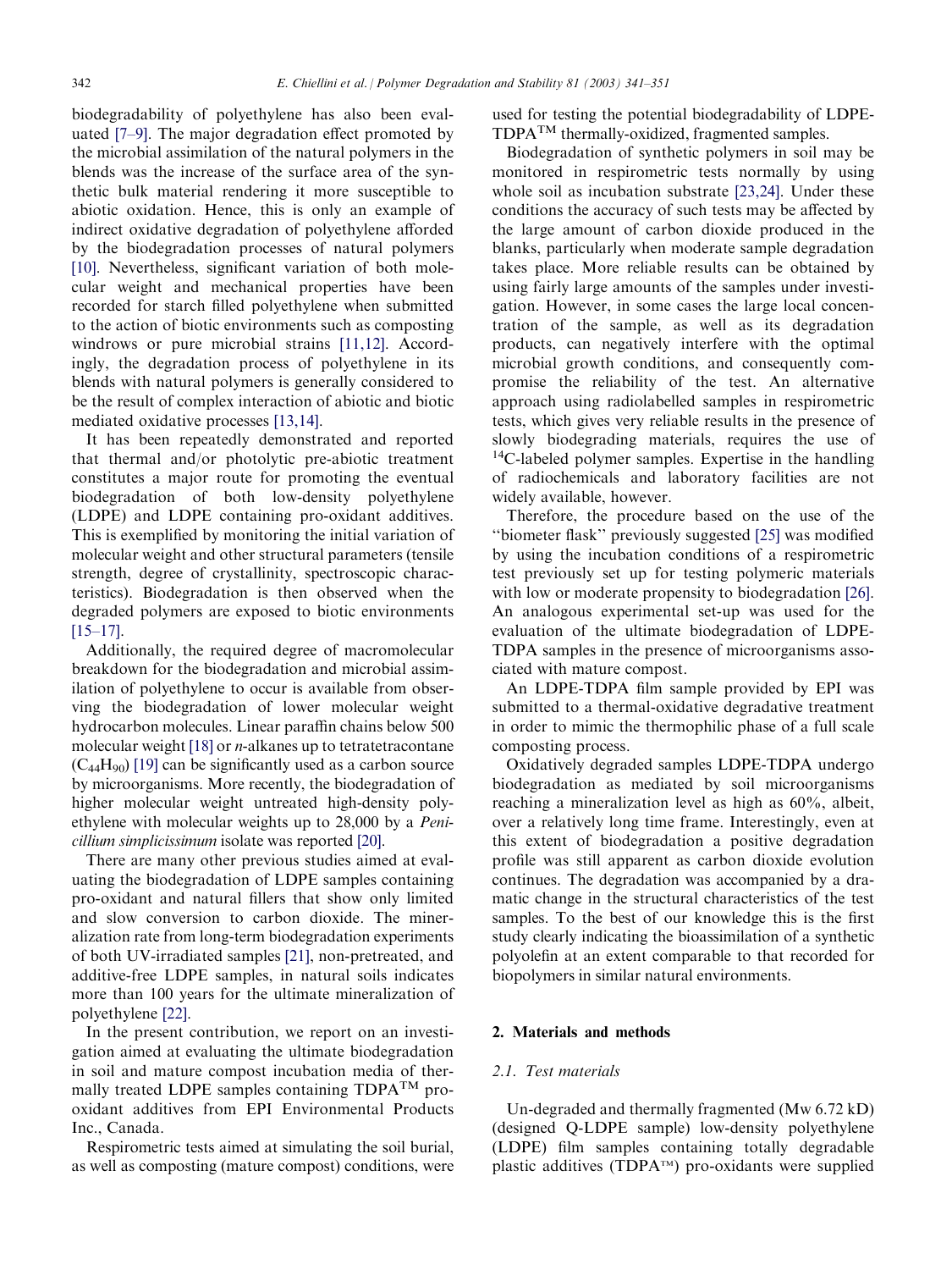biodegradability of polyethylene has also been evaluated [7–9]. The major degradation effect promoted by the microbial assimilation of the natural polymers in the blends was the increase of the surface area of the synthetic bulk material rendering it more susceptible to abiotic oxidation. Hence, this is only an example of indirect oxidative degradation of polyethylene afforded by the biodegradation processes of natural polymers [10]. Nevertheless, significant variation of both molecular weight and mechanical properties have been recorded for starch filled polyethylene when submitted to the action of biotic environments such as composting windrows or pure microbial strains [11,12]. Accordingly, the degradation process of polyethylene in its blends with natural polymers is generally considered to be the result of complex interaction of abiotic and biotic mediated oxidative processes [13,14].

It has been repeatedly demonstrated and reported that thermal and/or photolytic pre-abiotic treatment constitutes a major route for promoting the eventual biodegradation of both low-density polyethylene (LDPE) and LDPE containing pro-oxidant additives. This is exemplified by monitoring the initial variation of molecular weight and other structural parameters (tensile strength, degree of crystallinity, spectroscopic characteristics). Biodegradation is then observed when the degraded polymers are exposed to biotic environments [15–17].

Additionally, the required degree of macromolecular breakdown for the biodegradation and microbial assimilation of polyethylene to occur is available from observing the biodegradation of lower molecular weight hydrocarbon molecules. Linear paraffin chains below 500 molecular weight [18] or *n*-alkanes up to tetratetracontane ($C_{44}H_{90}$) [19] can be significantly used as a carbon source by microorganisms. More recently, the biodegradation of higher molecular weight untreated high-density polyethylene with molecular weights up to 28,000 by a *Penicillium simplicissimum* isolate was reported [20].

There are many other previous studies aimed at evaluating the biodegradation of LDPE samples containing pro-oxidant and natural fillers that show only limited and slow conversion to carbon dioxide. The mineralization rate from long-term biodegradation experiments of both UV-irradiated samples [21], non-pretreated, and additive-free LDPE samples, in natural soils indicates more than 100 years for the ultimate mineralization of polyethylene [22].

In the present contribution, we report on an investigation aimed at evaluating the ultimate biodegradation in soil and mature compost incubation media of thermally treated LDPE samples containing TDPA™ pro-oxidant additives from EPI Environmental Products Inc., Canada.

Respirometric tests aimed at simulating the soil burial, as well as composting (mature compost) conditions, were used for testing the potential biodegradability of LDPE-TDPA™ thermally-oxidized, fragmented samples.

Biodegradation of synthetic polymers in soil may be monitored in respirometric tests normally by using whole soil as incubation substrate [23,24]. Under these conditions the accuracy of such tests may be affected by the large amount of carbon dioxide produced in the blanks, particularly when moderate sample degradation takes place. More reliable results can be obtained by using fairly large amounts of the samples under investigation. However, in some cases the large local concentration of the sample, as well as its degradation products, can negatively interfere with the optimal microbial growth conditions, and consequently compromise the reliability of the test. An alternative approach using radiolabelled samples in respirometric tests, which gives very reliable results in the presence of slowly biodegrading materials, requires the use of $^{14}C$-labeled polymer samples. Expertise in the handling of radiochemicals and laboratory facilities are not widely available, however.

Therefore, the procedure based on the use of the "biometer flask" previously suggested [25] was modified by using the incubation conditions of a respirometric test previously set up for testing polymeric materials with low or moderate propensity to biodegradation [26]. An analogous experimental set-up was used for the evaluation of the ultimate biodegradation of LDPE-TDPA samples in the presence of microorganisms associated with mature compost.

An LDPE-TDPA film sample provided by EPI was submitted to a thermal-oxidative degradative treatment in order to mimic the thermophilic phase of a full scale composting process.

Oxidatively degraded samples LDPE-TDPA undergo biodegradation as mediated by soil microorganisms reaching a mineralization level as high as 60%, albeit, over a relatively long time frame. Interestingly, even at this extent of biodegradation a positive degradation profile was still apparent as carbon dioxide evolution continues. The degradation was accompanied by a dramatic change in the structural characteristics of the test samples. To the best of our knowledge this is the first study clearly indicating the bioassimilation of a synthetic polyolefin at an extent comparable to that recorded for biopolymers in similar natural environments.

## 2. Materials and methods

### 2.1. Test materials

Un-degraded and thermally fragmented (Mw 6.72 kD) (designed Q-LDPE sample) low-density polyethylene (LDPE) film samples containing totally degradable plastic additives (TDPA™) pro-oxidants were supplied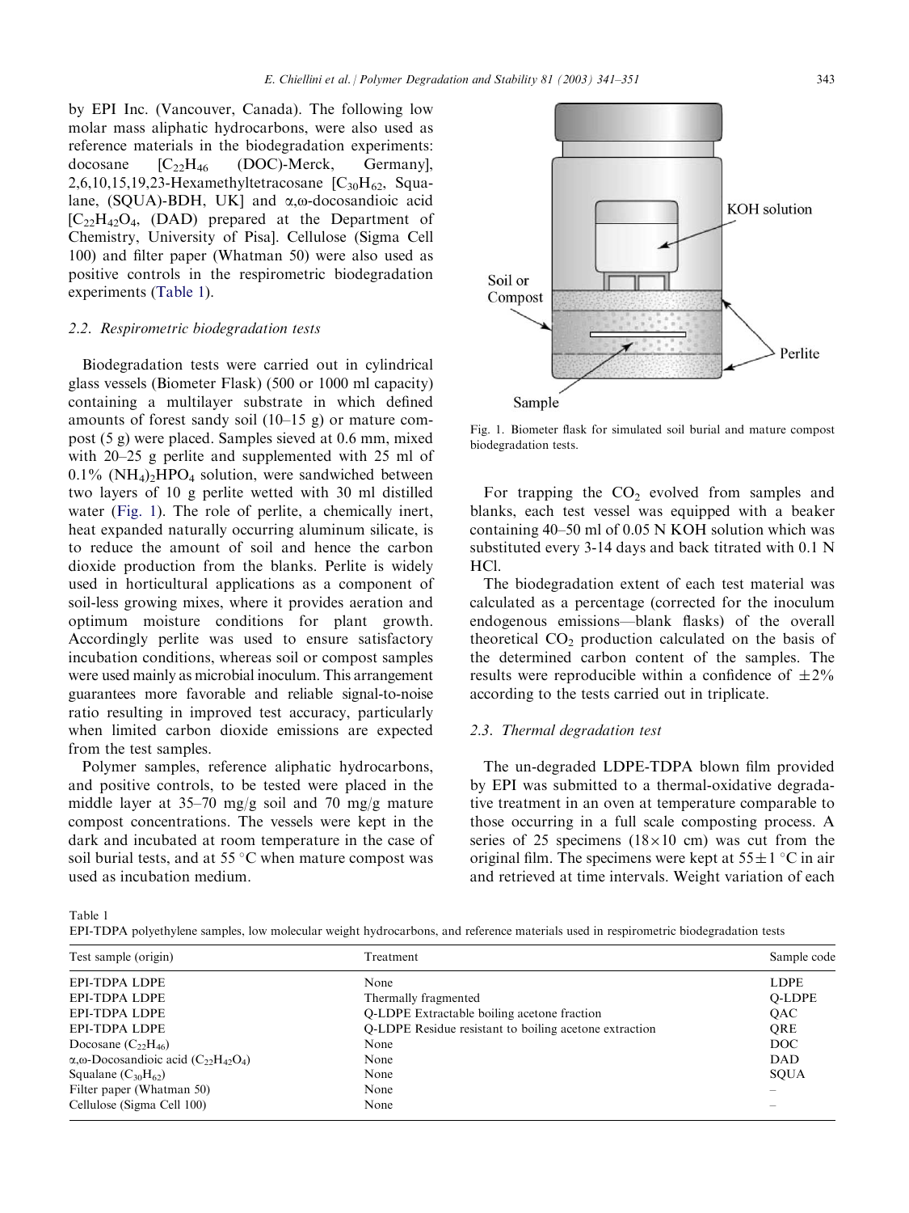by EPI Inc. (Vancouver, Canada). The following low molar mass aliphatic hydrocarbons, were also used as reference materials in the biodegradation experiments: docosane [$C_{22}H_{46}$ (DOC)-Merck, Germany], 2,6,10,15,19,23-Hexamethyltetracosane [$C_{30}H_{62}$, Squalane, (SQUA)-BDH, UK] and α,ω-docosandioic acid [$C_{22}H_{42}O_4$, (DAD) prepared at the Department of Chemistry, University of Pisa]. Cellulose (Sigma Cell 100) and filter paper (Whatman 50) were also used as positive controls in the respirometric biodegradation experiments (Table 1).

### 2.2. Respirometric biodegradation tests

Biodegradation tests were carried out in cylindrical glass vessels (Biometer Flask) (500 or 1000 ml capacity) containing a multilayer substrate in which defined amounts of forest sandy soil (10–15 g) or mature compost (5 g) were placed. Samples sieved at 0.6 mm, mixed with 20–25 g perlite and supplemented with 25 ml of 0.1% $(NH_4)_2HPO_4$ solution, were sandwiched between two layers of 10 g perlite wetted with 30 ml distilled water (Fig. 1). The role of perlite, a chemically inert, heat expanded naturally occurring aluminum silicate, is to reduce the amount of soil and hence the carbon dioxide production from the blanks. Perlite is widely used in horticultural applications as a component of soil-less growing mixes, where it provides aeration and optimum moisture conditions for plant growth. Accordingly perlite was used to ensure satisfactory incubation conditions, whereas soil or compost samples were used mainly as microbial inoculum. This arrangement guarantees more favorable and reliable signal-to-noise ratio resulting in improved test accuracy, particularly when limited carbon dioxide emissions are expected from the test samples.

Polymer samples, reference aliphatic hydrocarbons, and positive controls, to be tested were placed in the middle layer at 35–70 mg/g soil and 70 mg/g mature compost concentrations. The vessels were kept in the dark and incubated at room temperature in the case of soil burial tests, and at 55 °C when mature compost was used as incubation medium.

Fig. 1. Biometer flask for simulated soil burial and mature compost biodegradation tests.

For trapping the $CO_2$ evolved from samples and blanks, each test vessel was equipped with a beaker containing 40–50 ml of 0.05 N KOH solution which was substituted every 3-14 days and back titrated with 0.1 N HCl.

The biodegradation extent of each test material was calculated as a percentage (corrected for the inoculum endogenous emissions—blank flasks) of the overall theoretical $CO_2$ production calculated on the basis of the determined carbon content of the samples. The results were reproducible within a confidence of ±2% according to the tests carried out in triplicate.

### 2.3. Thermal degradation test

The un-degraded LDPE-TDPA blown film provided by EPI was submitted to a thermal-oxidative degradative treatment in an oven at temperature comparable to those occurring in a full scale composting process. A series of 25 specimens (18×10 cm) was cut from the original film. The specimens were kept at 55±1 °C in air and retrieved at time intervals. Weight variation of each

Table 1
EPI-TDPA polyethylene samples, low molecular weight hydrocarbons, and reference materials used in respirometric biodegradation tests

| Test sample (origin) | Treatment | Sample code |
|---|---|---|
| EPI-TDPA LDPE | None | LDPE |
| EPI-TDPA LDPE | Thermally fragmented | Q-LDPE |
| EPI-TDPA LDPE | Q-LDPE Extractable boiling acetone fraction | QAC |
| EPI-TDPA LDPE | Q-LDPE Residue resistant to boiling acetone extraction | QRE |
| Docosane ($C_{22}H_{46}$) | None | DOC |
| α,ω-Docosandioic acid ($C_{22}H_{42}O_4$) | None | DAD |
| Squalane ($C_{30}H_{62}$) | None | SQUA |
| Filter paper (Whatman 50) | None | – |
| Cellulose (Sigma Cell 100) | None | – |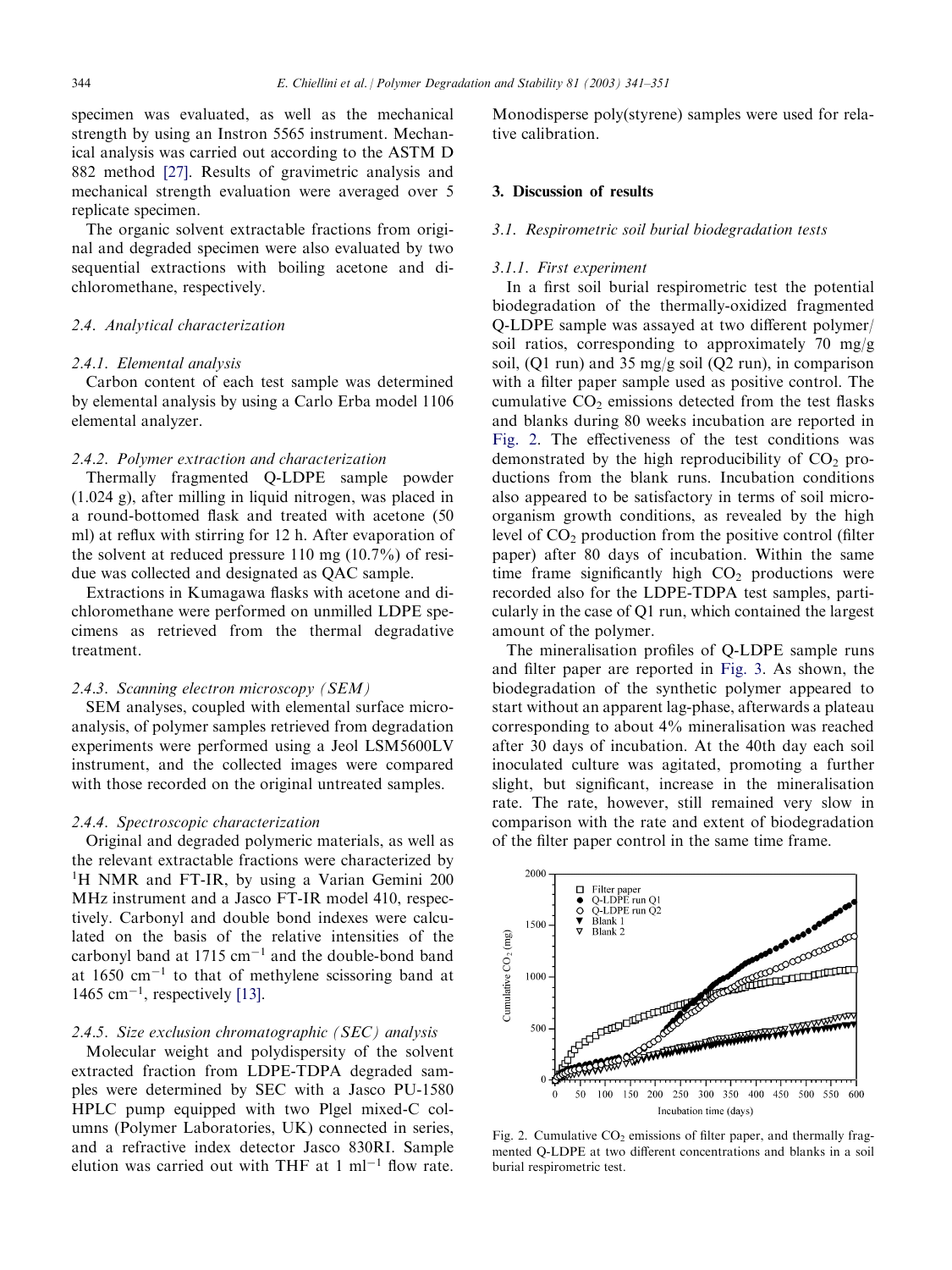specimen was evaluated, as well as the mechanical strength by using an Instron 5565 instrument. Mechanical analysis was carried out according to the ASTM D 882 method [27]. Results of gravimetric analysis and mechanical strength evaluation were averaged over 5 replicate specimen.

The organic solvent extractable fractions from original and degraded specimen were also evaluated by two sequential extractions with boiling acetone and dichloromethane, respectively.

### 2.4. Analytical characterization

#### 2.4.1. Elemental analysis

Carbon content of each test sample was determined by elemental analysis by using a Carlo Erba model 1106 elemental analyzer.

#### 2.4.2. Polymer extraction and characterization

Thermally fragmented Q-LDPE sample powder (1.024 g), after milling in liquid nitrogen, was placed in a round-bottomed flask and treated with acetone (50 ml) at reflux with stirring for 12 h. After evaporation of the solvent at reduced pressure 110 mg (10.7%) of residue was collected and designated as QAC sample.

Extractions in Kumagawa flasks with acetone and dichloromethane were performed on unmilled LDPE specimens as retrieved from the thermal degradative treatment.

#### 2.4.3. Scanning electron microscopy (SEM)

SEM analyses, coupled with elemental surface microanalysis, of polymer samples retrieved from degradation experiments were performed using a Jeol LSM5600LV instrument, and the collected images were compared with those recorded on the original untreated samples.

#### 2.4.4. Spectroscopic characterization

Original and degraded polymeric materials, as well as the relevant extractable fractions were characterized by $^1$H NMR and FT-IR, by using a Varian Gemini 200 MHz instrument and a Jasco FT-IR model 410, respectively. Carbonyl and double bond indexes were calculated on the basis of the relative intensities of the carbonyl band at 1715 $cm^{-1}$ and the double-bond band at 1650 $cm^{-1}$ to that of methylene scissoring band at 1465 $cm^{-1}$, respectively [13].

#### 2.4.5. Size exclusion chromatographic (SEC) analysis

Molecular weight and polydispersity of the solvent extracted fraction from LDPE-TDPA degraded samples were determined by SEC with a Jasco PU-1580 HPLC pump equipped with two Plgel mixed-C columns (Polymer Laboratories, UK) connected in series, and a refractive index detector Jasco 830RI. Sample elution was carried out with THF at 1 $ml^{-1}$ flow rate. Monodisperse poly(styrene) samples were used for relative calibration.

## 3. Discussion of results

### 3.1. Respirometric soil burial biodegradation tests

#### 3.1.1. First experiment

In a first soil burial respirometric test the potential biodegradation of the thermally-oxidized fragmented Q-LDPE sample was assayed at two different polymer/soil ratios, corresponding to approximately 70 mg/g soil, (Q1 run) and 35 mg/g soil (Q2 run), in comparison with a filter paper sample used as positive control. The cumulative $CO_2$ emissions detected from the test flasks and blanks during 80 weeks incubation are reported in Fig. 2. The effectiveness of the test conditions was demonstrated by the high reproducibility of $CO_2$ productions from the blank runs. Incubation conditions also appeared to be satisfactory in terms of soil microorganism growth conditions, as revealed by the high level of $CO_2$ production from the positive control (filter paper) after 80 days of incubation. Within the same time frame significantly high $CO_2$ productions were recorded also for the LDPE-TDPA test samples, particularly in the case of Q1 run, which contained the largest amount of the polymer.

The mineralisation profiles of Q-LDPE sample runs and filter paper are reported in Fig. 3. As shown, the biodegradation of the synthetic polymer appeared to start without an apparent lag-phase, afterwards a plateau corresponding to about 4% mineralisation was reached after 30 days of incubation. At the 40th day each soil inoculated culture was agitated, promoting a further slight, but significant, increase in the mineralisation rate. The rate, however, still remained very slow in comparison with the rate and extent of biodegradation of the filter paper control in the same time frame.

Fig. 2. Cumulative $CO_2$ emissions of filter paper, and thermally fragmented Q-LDPE at two different concentrations and blanks in a soil burial respirometric test.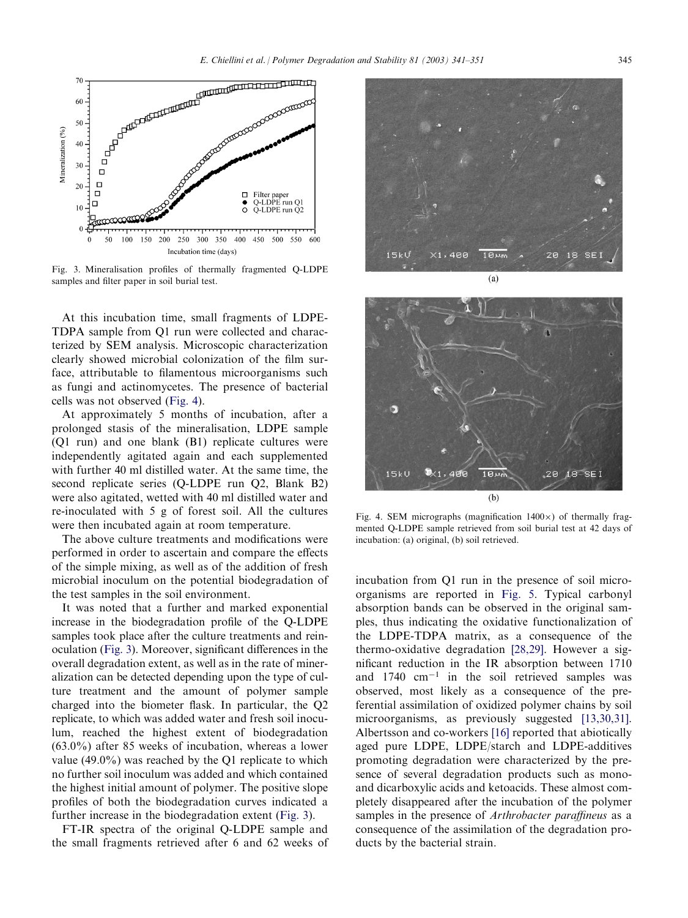Fig. 3. Mineralisation profiles of thermally fragmented Q-LDPE samples and filter paper in soil burial test.

At this incubation time, small fragments of LDPE-TDPA sample from Q1 run were collected and characterized by SEM analysis. Microscopic characterization clearly showed microbial colonization of the film surface, attributable to filamentous microorganisms such as fungi and actinomycetes. The presence of bacterial cells was not observed (Fig. 4).

At approximately 5 months of incubation, after a prolonged stasis of the mineralisation, LDPE sample (Q1 run) and one blank (B1) replicate cultures were independently agitated again and each supplemented with further 40 ml distilled water. At the same time, the second replicate series (Q-LDPE run Q2, Blank B2) were also agitated, wetted with 40 ml distilled water and re-inoculated with 5 g of forest soil. All the cultures were then incubated again at room temperature.

The above culture treatments and modifications were performed in order to ascertain and compare the effects of the simple mixing, as well as of the addition of fresh microbial inoculum on the potential biodegradation of the test samples in the soil environment.

It was noted that a further and marked exponential increase in the biodegradation profile of the Q-LDPE samples took place after the culture treatments and reinoculation (Fig. 3). Moreover, significant differences in the overall degradation extent, as well as in the rate of mineralization can be detected depending upon the type of culture treatment and the amount of polymer sample charged into the biometer flask. In particular, the Q2 replicate, to which was added water and fresh soil inoculum, reached the highest extent of biodegradation (63.0%) after 85 weeks of incubation, whereas a lower value (49.0%) was reached by the Q1 replicate to which no further soil inoculum was added and which contained the highest initial amount of polymer. The positive slope profiles of both the biodegradation curves indicated a further increase in the biodegradation extent (Fig. 3).

FT-IR spectra of the original Q-LDPE sample and the small fragments retrieved after 6 and 62 weeks of incubation from Q1 run in the presence of soil microorganisms are reported in Fig. 5. Typical carbonyl absorption bands can be observed in the original samples, thus indicating the oxidative functionalization of the LDPE-TDPA matrix, as a consequence of the thermo-oxidative degradation [28,29]. However a significant reduction in the IR absorption between 1710 and 1740 $cm^{-1}$ in the soil retrieved samples was observed, most likely as a consequence of the preferential assimilation of oxidized polymer chains by soil microorganisms, as previously suggested [13,30,31]. Albertsson and co-workers [16] reported that abiotically aged pure LDPE, LDPE/starch and LDPE-additives promoting degradation were characterized by the presence of several degradation products such as mono- and dicarboxylic acids and ketoacids. These almost completely disappeared after the incubation of the polymer samples in the presence of *Arthrobacter paraffineus* as a consequence of the assimilation of the degradation products by the bacterial strain.

Fig. 4. SEM micrographs (magnification 1400×) of thermally fragmented Q-LDPE sample retrieved from soil burial test at 42 days of incubation: (a) original, (b) soil retrieved.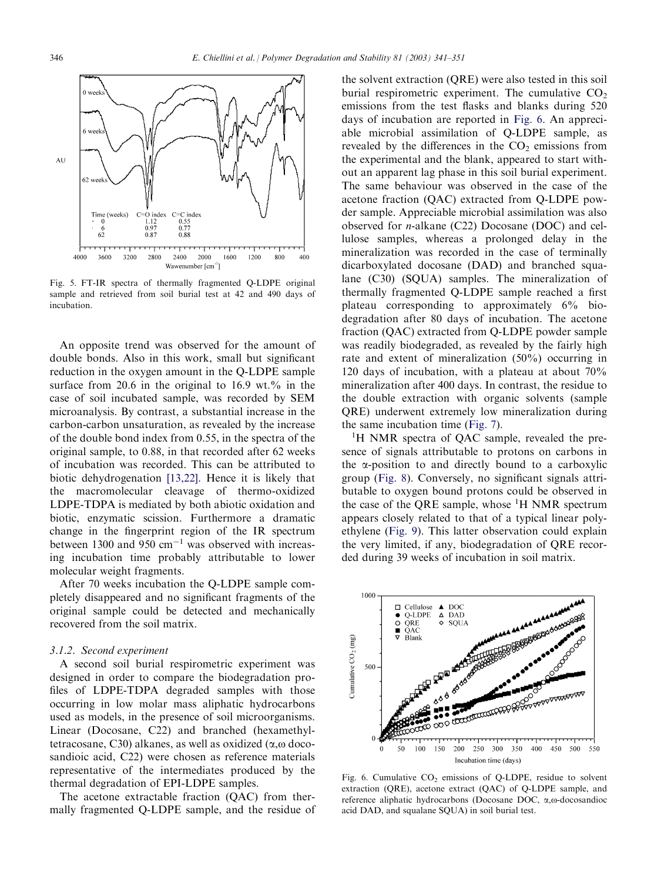Fig. 5. FT-IR spectra of thermally fragmented Q-LDPE original sample and retrieved from soil burial test at 42 and 490 days of incubation.

An opposite trend was observed for the amount of double bonds. Also in this work, small but significant reduction in the oxygen amount in the Q-LDPE sample surface from 20.6 in the original to 16.9 wt.% in the case of soil incubated sample, was recorded by SEM microanalysis. By contrast, a substantial increase in the carbon-carbon unsaturation, as revealed by the increase of the double bond index from 0.55, in the spectra of the original sample, to 0.88, in that recorded after 62 weeks of incubation was recorded. This can be attributed to biotic dehydrogenation [13,22]. Hence it is likely that the macromolecular cleavage of thermo-oxidized LDPE-TDPA is mediated by both abiotic oxidation and biotic, enzymatic scission. Furthermore a dramatic change in the fingerprint region of the IR spectrum between 1300 and 950 $cm^{-1}$ was observed with increasing incubation time probably attributable to lower molecular weight fragments.

After 70 weeks incubation the Q-LDPE sample completely disappeared and no significant fragments of the original sample could be detected and mechanically recovered from the soil matrix.

### 3.1.2. Second experiment

A second soil burial respirometric experiment was designed in order to compare the biodegradation profiles of LDPE-TDPA degraded samples with those occurring in low molar mass aliphatic hydrocarbons used as models, in the presence of soil microorganisms. Linear (Docosane, C22) and branched (hexamethyltetracosane, C30) alkanes, as well as oxidized ($\alpha,\omega$ docosandioic acid, C22) were chosen as reference materials representative of the intermediates produced by the thermal degradation of EPI-LDPE samples.

The acetone extractable fraction (QAC) from thermally fragmented Q-LDPE sample, and the residue of the solvent extraction (QRE) were also tested in this soil burial respirometric experiment. The cumulative $CO_2$ emissions from the test flasks and blanks during 520 days of incubation are reported in Fig. 6. An appreciable microbial assimilation of Q-LDPE sample, as revealed by the differences in the $CO_2$ emissions from the experimental and the blank, appeared to start without an apparent lag phase in this soil burial experiment. The same behaviour was observed in the case of the acetone fraction (QAC) extracted from Q-LDPE powder sample. Appreciable microbial assimilation was also observed for *n*-alkane (C22) Docosane (DOC) and cellulose samples, whereas a prolonged delay in the mineralization was recorded in the case of terminally dicarboxylated docosane (DAD) and branched squalane (C30) (SQUA) samples. The mineralization of thermally fragmented Q-LDPE sample reached a first plateau corresponding to approximately 6% biodegradation after 80 days of incubation. The acetone fraction (QAC) extracted from Q-LDPE powder sample was readily biodegraded, as revealed by the fairly high rate and extent of mineralization (50%) occurring in 120 days of incubation, with a plateau at about 70% mineralization after 400 days. In contrast, the residue to the double extraction with organic solvents (sample QRE) underwent extremely low mineralization during the same incubation time (Fig. 7).

$^{1}$H NMR spectra of QAC sample, revealed the presence of signals attributable to protons on carbons in the $\alpha$-position to and directly bound to a carboxylic group (Fig. 8). Conversely, no significant signals attributable to oxygen bound protons could be observed in the case of the QRE sample, whose $^{1}$H NMR spectrum appears closely related to that of a typical linear polyethylene (Fig. 9). This latter observation could explain the very limited, if any, biodegradation of QRE recorded during 39 weeks of incubation in soil matrix.

Fig. 6. Cumulative $CO_2$ emissions of Q-LDPE, residue to solvent extraction (QRE), acetone extract (QAC) of Q-LDPE sample, and reference aliphatic hydrocarbons (Docosane DOC, $\alpha,\omega$-docosandioc acid DAD, and squalane SQUA) in soil burial test.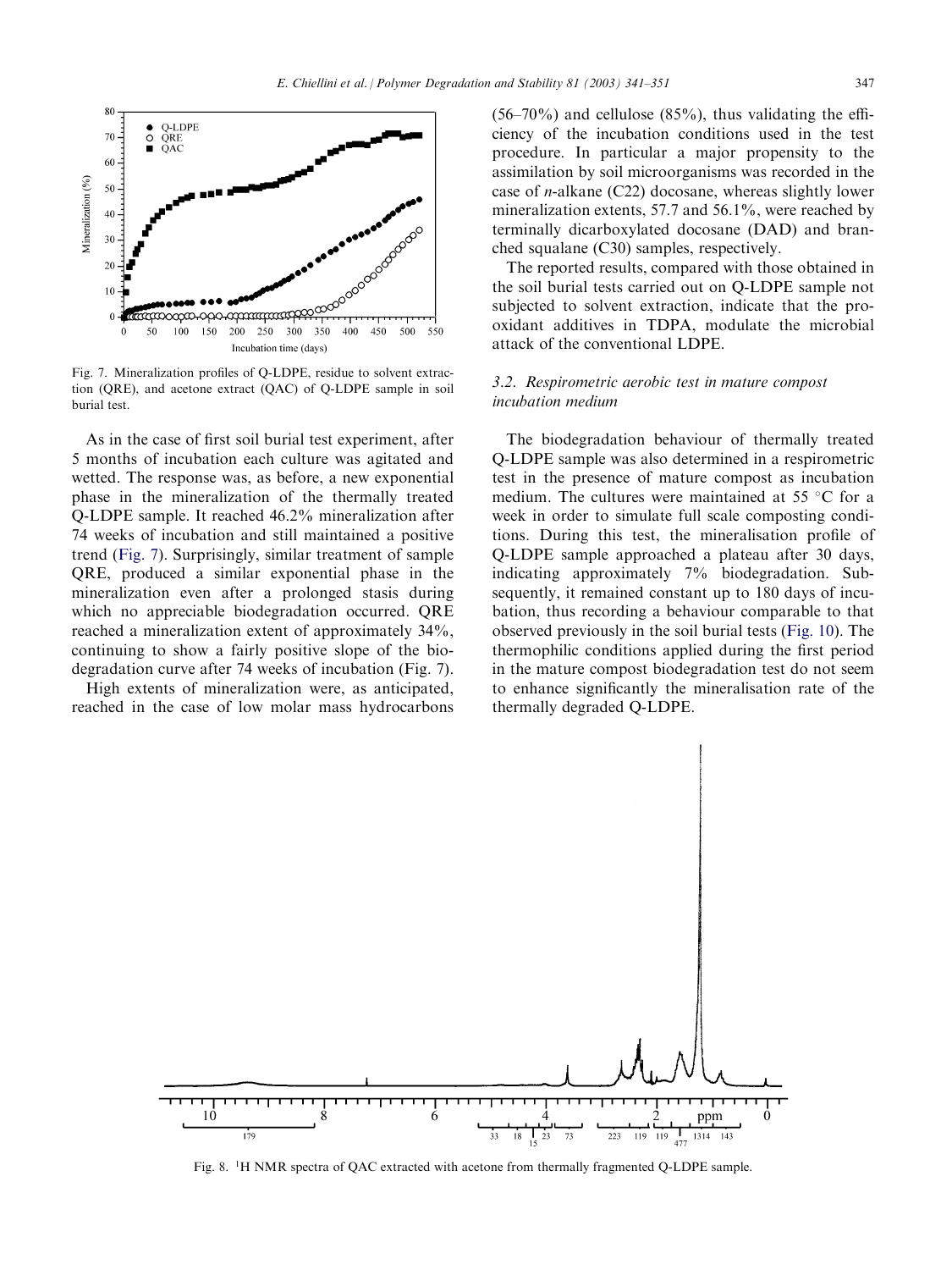Fig. 7. Mineralization profiles of Q-LDPE, residue to solvent extraction (QRE), and acetone extract (QAC) of Q-LDPE sample in soil burial test.

As in the case of first soil burial test experiment, after 5 months of incubation each culture was agitated and wetted. The response was, as before, a new exponential phase in the mineralization of the thermally treated Q-LDPE sample. It reached 46.2% mineralization after 74 weeks of incubation and still maintained a positive trend (Fig. 7). Surprisingly, similar treatment of sample QRE, produced a similar exponential phase in the mineralization even after a prolonged stasis during which no appreciable biodegradation occurred. QRE reached a mineralization extent of approximately 34%, continuing to show a fairly positive slope of the biodegradation curve after 74 weeks of incubation (Fig. 7).

High extents of mineralization were, as anticipated, reached in the case of low molar mass hydrocarbons (56–70%) and cellulose (85%), thus validating the efficiency of the incubation conditions used in the test procedure. In particular a major propensity to the assimilation by soil microorganisms was recorded in the case of *n*-alkane (C22) docosane, whereas slightly lower mineralization extents, 57.7 and 56.1%, were reached by terminally dicarboxylated docosane (DAD) and branched squalane (C30) samples, respectively.

The reported results, compared with those obtained in the soil burial tests carried out on Q-LDPE sample not subjected to solvent extraction, indicate that the prooxidant additives in TDPA, modulate the microbial attack of the conventional LDPE.

### 3.2. Respirometric aerobic test in mature compost incubation medium

The biodegradation behaviour of thermally treated Q-LDPE sample was also determined in a respirometric test in the presence of mature compost as incubation medium. The cultures were maintained at 55 °C for a week in order to simulate full scale composting conditions. During this test, the mineralisation profile of Q-LDPE sample approached a plateau after 30 days, indicating approximately 7% biodegradation. Subsequently, it remained constant up to 180 days of incubation, thus recording a behaviour comparable to that observed previously in the soil burial tests (Fig. 10). The thermophilic conditions applied during the first period in the mature compost biodegradation test do not seem to enhance significantly the mineralisation rate of the thermally degraded Q-LDPE.

Fig. 8. $^1$H NMR spectra of QAC extracted with acetone from thermally fragmented Q-LDPE sample.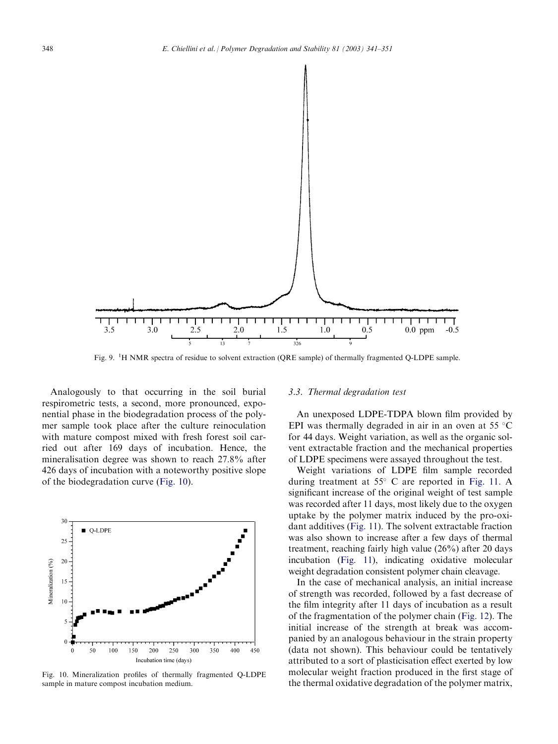Fig. 9. $^1$H NMR spectra of residue to solvent extraction (QRE sample) of thermally fragmented Q-LDPE sample.

Analogously to that occurring in the soil burial respirometric tests, a second, more pronounced, exponential phase in the biodegradation process of the polymer sample took place after the culture reinoculation with mature compost mixed with fresh forest soil carried out after 169 days of incubation. Hence, the mineralisation degree was shown to reach 27.8% after 426 days of incubation with a noteworthy positive slope of the biodegradation curve (Fig. 10).

Fig. 10. Mineralization profiles of thermally fragmented Q-LDPE sample in mature compost incubation medium.

### 3.3. Thermal degradation test

An unexposed LDPE-TDPA blown film provided by EPI was thermally degraded in air in an oven at 55 °C for 44 days. Weight variation, as well as the organic solvent extractable fraction and the mechanical properties of LDPE specimens were assayed throughout the test.

Weight variations of LDPE film sample recorded during treatment at 55° C are reported in Fig. 11. A significant increase of the original weight of test sample was recorded after 11 days, most likely due to the oxygen uptake by the polymer matrix induced by the pro-oxidant additives (Fig. 11). The solvent extractable fraction was also shown to increase after a few days of thermal treatment, reaching fairly high value (26%) after 20 days incubation (Fig. 11), indicating oxidative molecular weight degradation consistent polymer chain cleavage.

In the case of mechanical analysis, an initial increase of strength was recorded, followed by a fast decrease of the film integrity after 11 days of incubation as a result of the fragmentation of the polymer chain (Fig. 12). The initial increase of the strength at break was accompanied by an analogous behaviour in the strain property (data not shown). This behaviour could be tentatively attributed to a sort of plasticisation effect exerted by low molecular weight fraction produced in the first stage of the thermal oxidative degradation of the polymer matrix,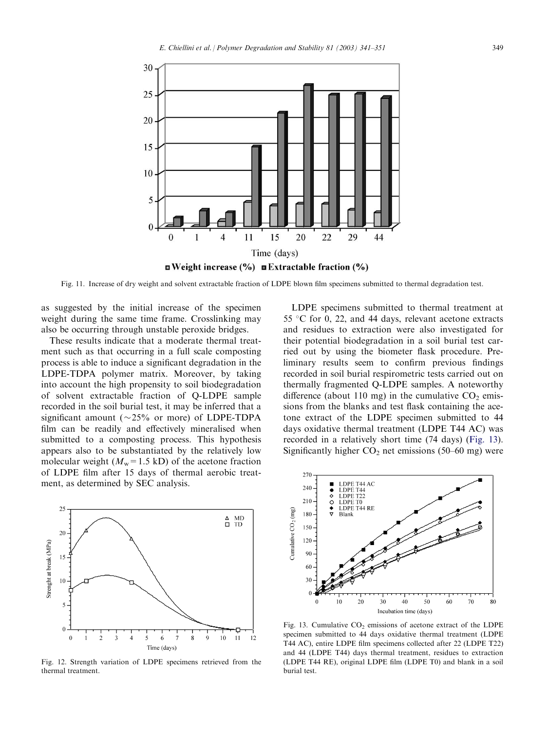Fig. 11. Increase of dry weight and solvent extractable fraction of LDPE blown film specimens submitted to thermal degradation test.

as suggested by the initial increase of the specimen weight during the same time frame. Crosslinking may also be occurring through unstable peroxide bridges.

These results indicate that a moderate thermal treatment such as that occurring in a full scale composting process is able to induce a significant degradation in the LDPE-TDPA polymer matrix. Moreover, by taking into account the high propensity to soil biodegradation of solvent extractable fraction of Q-LDPE sample recorded in the soil burial test, it may be inferred that a significant amount (~25% or more) of LDPE-TDPA film can be readily and effectively mineralised when submitted to a composting process. This hypothesis appears also to be substantiated by the relatively low molecular weight ($M_w = 1.5$ kD) of the acetone fraction of LDPE film after 15 days of thermal aerobic treatment, as determined by SEC analysis.

Fig. 12. Strength variation of LDPE specimens retrieved from the thermal treatment.

LDPE specimens submitted to thermal treatment at 55 °C for 0, 22, and 44 days, relevant acetone extracts and residues to extraction were also investigated for their potential biodegradation in a soil burial test carried out by using the biometer flask procedure. Preliminary results seem to confirm previous findings recorded in soil burial respirometric tests carried out on thermally fragmented Q-LDPE samples. A noteworthy difference (about 110 mg) in the cumulative $CO_2$ emissions from the blanks and test flask containing the acetone extract of the LDPE specimen submitted to 44 days oxidative thermal treatment (LDPE T44 AC) was recorded in a relatively short time (74 days) (Fig. 13). Significantly higher $CO_2$ net emissions (50–60 mg) were

Fig. 13. Cumulative $CO_2$ emissions of acetone extract of the LDPE specimen submitted to 44 days oxidative thermal treatment (LDPE T44 AC), entire LDPE film specimens collected after 22 (LDPE T22) and 44 (LDPE T44) days thermal treatment, residues to extraction (LDPE T44 RE), original LDPE film (LDPE T0) and blank in a soil burial test.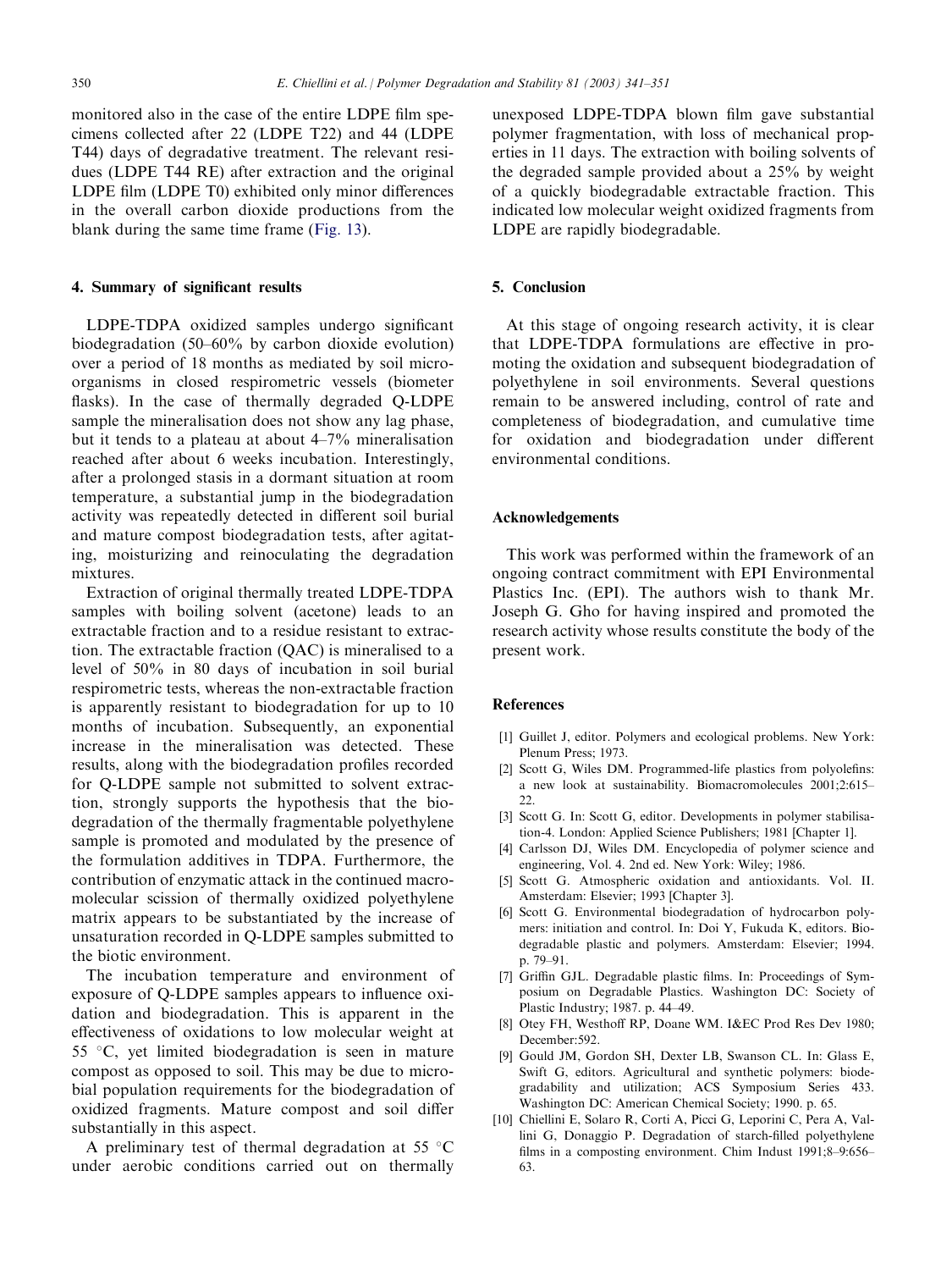monitored also in the case of the entire LDPE film specimens collected after 22 (LDPE T22) and 44 (LDPE T44) days of degradative treatment. The relevant residues (LDPE T44 RE) after extraction and the original LDPE film (LDPE T0) exhibited only minor differences in the overall carbon dioxide productions from the blank during the same time frame (Fig. 13).

## 4. Summary of significant results

LDPE-TDPA oxidized samples undergo significant biodegradation (50–60% by carbon dioxide evolution) over a period of 18 months as mediated by soil microorganisms in closed respirometric vessels (biometer flasks). In the case of thermally degraded Q-LDPE sample the mineralisation does not show any lag phase, but it tends to a plateau at about 4–7% mineralisation reached after about 6 weeks incubation. Interestingly, after a prolonged stasis in a dormant situation at room temperature, a substantial jump in the biodegradation activity was repeatedly detected in different soil burial and mature compost biodegradation tests, after agitating, moisturizing and reinoculating the degradation mixtures.

Extraction of original thermally treated LDPE-TDPA samples with boiling solvent (acetone) leads to an extractable fraction and to a residue resistant to extraction. The extractable fraction (QAC) is mineralised to a level of 50% in 80 days of incubation in soil burial respirometric tests, whereas the non-extractable fraction is apparently resistant to biodegradation for up to 10 months of incubation. Subsequently, an exponential increase in the mineralisation was detected. These results, along with the biodegradation profiles recorded for Q-LDPE sample not submitted to solvent extraction, strongly supports the hypothesis that the biodegradation of the thermally fragmentable polyethylene sample is promoted and modulated by the presence of the formulation additives in TDPA. Furthermore, the contribution of enzymatic attack in the continued macromolecular scission of thermally oxidized polyethylene matrix appears to be substantiated by the increase of unsaturation recorded in Q-LDPE samples submitted to the biotic environment.

The incubation temperature and environment of exposure of Q-LDPE samples appears to influence oxidation and biodegradation. This is apparent in the effectiveness of oxidations to low molecular weight at 55 °C, yet limited biodegradation is seen in mature compost as opposed to soil. This may be due to microbial population requirements for the biodegradation of oxidized fragments. Mature compost and soil differ substantially in this aspect.

A preliminary test of thermal degradation at 55 °C under aerobic conditions carried out on thermally unexposed LDPE-TDPA blown film gave substantial polymer fragmentation, with loss of mechanical properties in 11 days. The extraction with boiling solvents of the degraded sample provided about a 25% by weight of a quickly biodegradable extractable fraction. This indicated low molecular weight oxidized fragments from LDPE are rapidly biodegradable.

## 5. Conclusion

At this stage of ongoing research activity, it is clear that LDPE-TDPA formulations are effective in promoting the oxidation and subsequent biodegradation of polyethylene in soil environments. Several questions remain to be answered including, control of rate and completeness of biodegradation, and cumulative time for oxidation and biodegradation under different environmental conditions.

## Acknowledgements

This work was performed within the framework of an ongoing contract commitment with EPI Environmental Plastics Inc. (EPI). The authors wish to thank Mr. Joseph G. Gho for having inspired and promoted the research activity whose results constitute the body of the present work.

## References

[1] Guillet J, editor. Polymers and ecological problems. New York: Plenum Press; 1973.

[2] Scott G, Wiles DM. Programmed-life plastics from polyolefins: a new look at sustainability. Biomacromolecules 2001;2:615–22.

[3] Scott G. In: Scott G, editor. Developments in polymer stabilisation-4. London: Applied Science Publishers; 1981 [Chapter 1].

[4] Carlsson DJ, Wiles DM. Encyclopedia of polymer science and engineering, Vol. 4. 2nd ed. New York: Wiley; 1986.

[5] Scott G. Atmospheric oxidation and antioxidants. Vol. II. Amsterdam: Elsevier; 1993 [Chapter 3].

[6] Scott G. Environmental biodegradation of hydrocarbon polymers: initiation and control. In: Doi Y, Fukuda K, editors. Biodegradable plastic and polymers. Amsterdam: Elsevier; 1994. p. 79–91.

[7] Griffin GJL. Degradable plastic films. In: Proceedings of Symposium on Degradable Plastics. Washington DC: Society of Plastic Industry; 1987. p. 44–49.

[8] Otey FH, Westhoff RP, Doane WM. I&EC Prod Res Dev 1980; December:592.

[9] Gould JM, Gordon SH, Dexter LB, Swanson CL. In: Glass E, Swift G, editors. Agricultural and synthetic polymers: biodegradability and utilization; ACS Symposium Series 433. Washington DC: American Chemical Society; 1990. p. 65.

[10] Chiellini E, Solaro R, Corti A, Picci G, Leporini C, Pera A, Vallini G, Donaggio P. Degradation of starch-filled polyethylene films in a composting environment. Chim Indust 1991;8–9:656–63.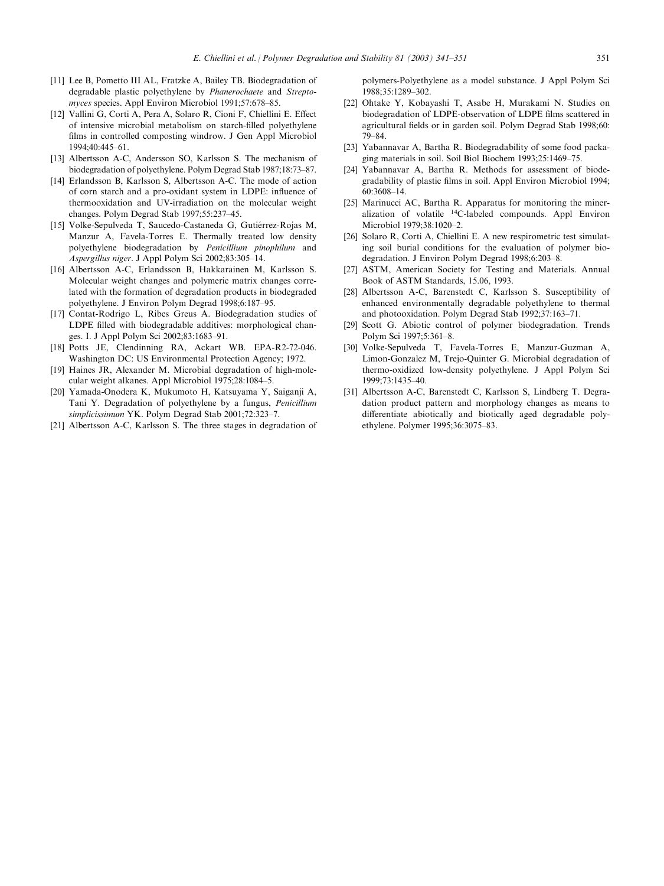[11] Lee B, Pometto III AL, Fratzke A, Bailey TB. Biodegradation of degradable plastic polyethylene by *Phanerochaete* and *Streptomyces* species. Appl Environ Microbiol 1991;57:678–85.

[12] Vallini G, Corti A, Pera A, Solaro R, Cioni F, Chiellini E. Effect of intensive microbial metabolism on starch-filled polyethylene films in controlled composting windrow. J Gen Appl Microbiol 1994;40:445–61.

[13] Albertsson A-C, Andersson SO, Karlsson S. The mechanism of biodegradation of polyethylene. Polym Degrad Stab 1987;18:73–87.

[14] Erlandsson B, Karlsson S, Albertsson A-C. The mode of action of corn starch and a pro-oxidant system in LDPE: influence of thermooxidation and UV-irradiation on the molecular weight changes. Polym Degrad Stab 1997;55:237–45.

[15] Volke-Sepulveda T, Saucedo-Castaneda G, Gutiérrez-Rojas M, Manzur A, Favela-Torres E. Thermally treated low density polyethylene biodegradation by *Penicillium pinophilum* and *Aspergillus niger*. J Appl Polym Sci 2002;83:305–14.

[16] Albertsson A-C, Erlandsson B, Hakkarainen M, Karlsson S. Molecular weight changes and polymeric matrix changes correlated with the formation of degradation products in biodegraded polyethylene. J Environ Polym Degrad 1998;6:187–95.

[17] Contat-Rodrigo L, Ribes Greus A. Biodegradation studies of LDPE filled with biodegradable additives: morphological changes. I. J Appl Polym Sci 2002;83:1683–91.

[18] Potts JE, Clendinning RA, Ackart WB. EPA-R2-72-046. Washington DC: US Environmental Protection Agency; 1972.

[19] Haines JR, Alexander M. Microbial degradation of high-molecular weight alkanes. Appl Microbiol 1975;28:1084–5.

[20] Yamada-Onodera K, Mukumoto H, Katsuyama Y, Saiganji A, Tani Y. Degradation of polyethylene by a fungus, *Penicillium simplicissimum* YK. Polym Degrad Stab 2001;72:323–7.

[21] Albertsson A-C, Karlsson S. The three stages in degradation of polymers-Polyethylene as a model substance. J Appl Polym Sci 1988;35:1289–302.

[22] Ohtake Y, Kobayashi T, Asabe H, Murakami N. Studies on biodegradation of LDPE-observation of LDPE films scattered in agricultural fields or in garden soil. Polym Degrad Stab 1998;60: 79–84.

[23] Yabannavar A, Bartha R. Biodegradability of some food packaging materials in soil. Soil Biol Biochem 1993;25:1469–75.

[24] Yabannavar A, Bartha R. Methods for assessment of biodegradability of plastic films in soil. Appl Environ Microbiol 1994; 60:3608–14.

[25] Marinucci AC, Bartha R. Apparatus for monitoring the mineralization of volatile $^{14}C$-labeled compounds. Appl Environ Microbiol 1979;38:1020–2.

[26] Solaro R, Corti A, Chiellini E. A new respirometric test simulating soil burial conditions for the evaluation of polymer biodegradation. J Environ Polym Degrad 1998;6:203–8.

[27] ASTM, American Society for Testing and Materials. Annual Book of ASTM Standards, 15.06, 1993.

[28] Albertsson A-C, Barenstedt C, Karlsson S. Susceptibility of enhanced environmentally degradable polyethylene to thermal and photooxidation. Polym Degrad Stab 1992;37:163–71.

[29] Scott G. Abiotic control of polymer biodegradation. Trends Polym Sci 1997;5:361–8.

[30] Volke-Sepulveda T, Favela-Torres E, Manzur-Guzman A, Limon-Gonzalez M, Trejo-Quinter G. Microbial degradation of thermo-oxidized low-density polyethylene. J Appl Polym Sci 1999;73:1435–40.

[31] Albertsson A-C, Barenstedt C, Karlsson S, Lindberg T. Degradation product pattern and morphology changes as means to differentiate abiotically and biotically aged degradable polyethylene. Polymer 1995;36:3075–83.